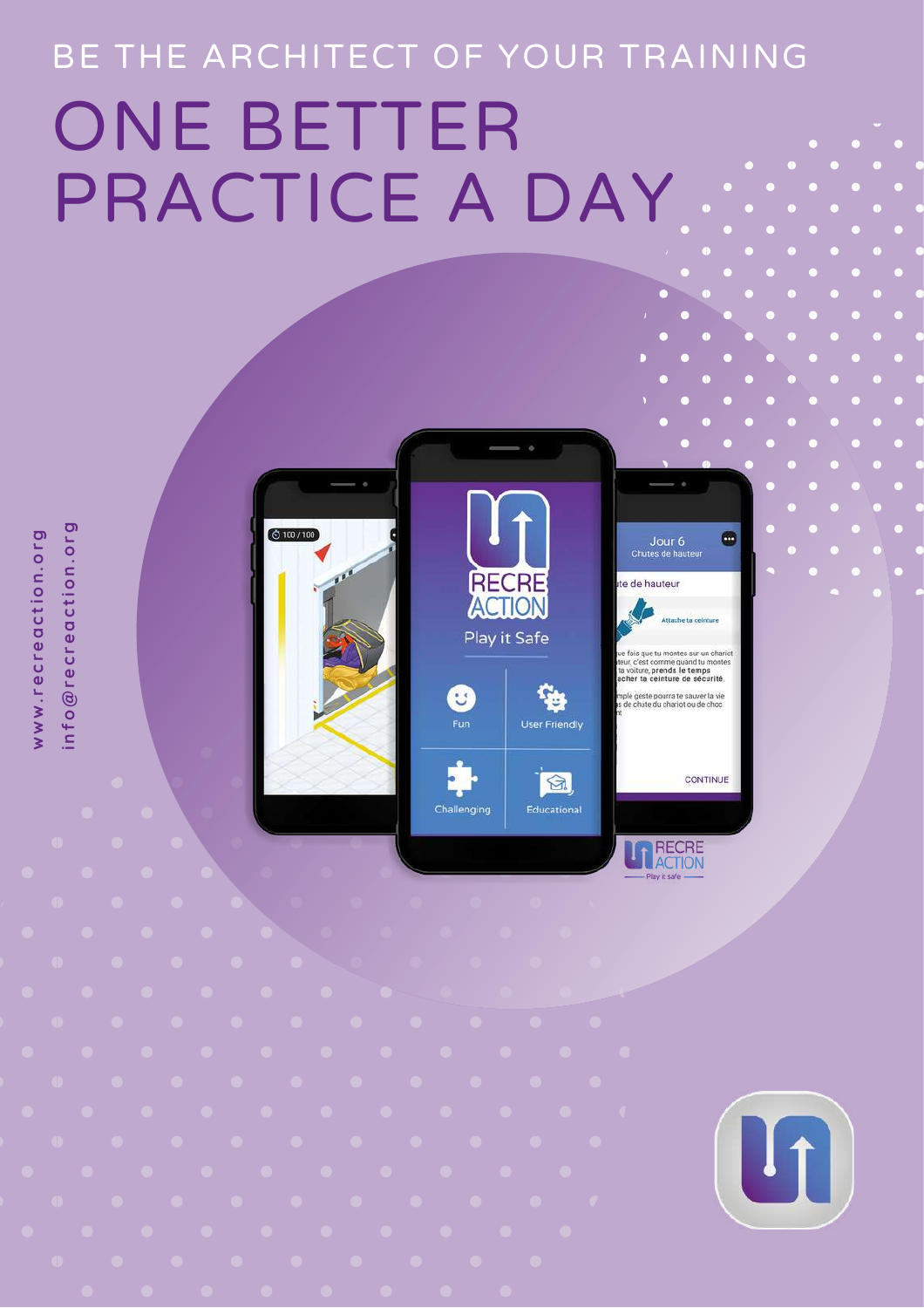BE THE ARCHITECT OF YOUR TRAINING

# ONE BETTER PRACTICE A DAY

www.recreaction.org

info@recreaction.org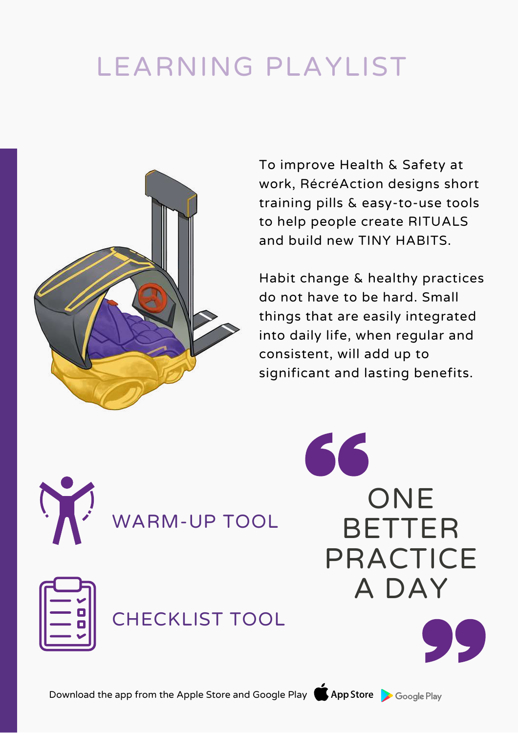# LEARNING PLAYLIST

To improve Health & Safety at work, RécréAction designs short training pills & easy-to-use tools to help people create RITUALS and build new TINY HABITS.

Habit change & healthy practices do not have to be hard. Small things that are easily integrated into daily life, when regular and consistent, will add up to significant and lasting benefits.

WARM-UP TOOL

CHECKLIST TOOL

> ONE BETTER PRACTICE A DAY

Download the app from the Apple Store and Google Play App Store Google Play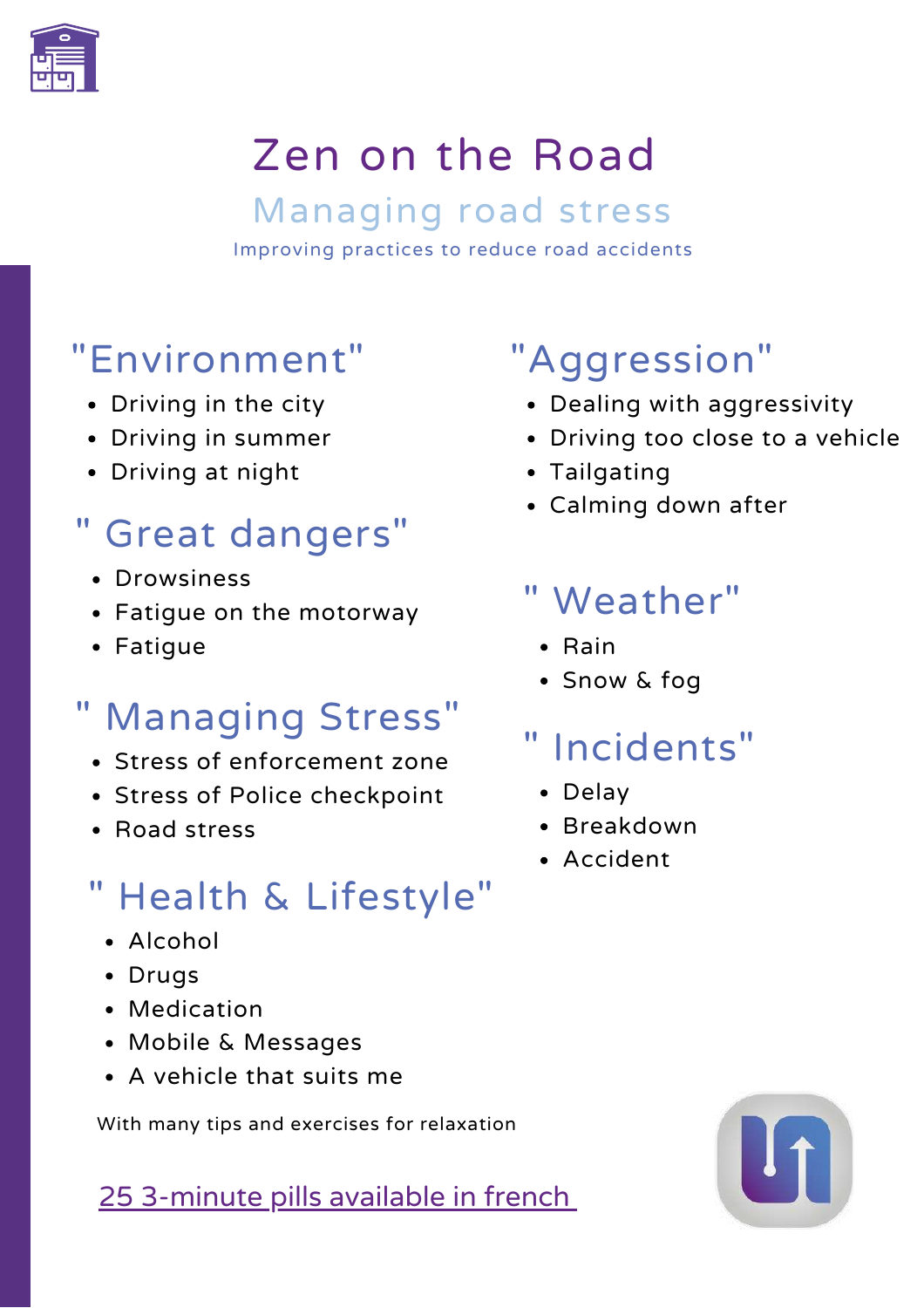# Zen on the Road

## Managing road stress

Improving practices to reduce road accidents

### "Environment"

- Driving in the city
- Driving in summer
- Driving at night

### " Great dangers"

- Drowsiness
- Fatigue on the motorway
- Fatigue

### " Managing Stress"

- Stress of enforcement zone
- Stress of Police checkpoint
- Road stress

### " Health & Lifestyle"

- Alcohol
- Drugs
- Medication
- Mobile & Messages
- A vehicle that suits me

### "Aggression"

- Dealing with aggressivity
- Driving too close to a vehicle
- Tailgating
- Calming down after

### " Weather"

- Rain
- Snow & fog

### " Incidents"

- Delay
- Breakdown
- Accident

With many tips and exercises for relaxation

25 3-minute pills available in french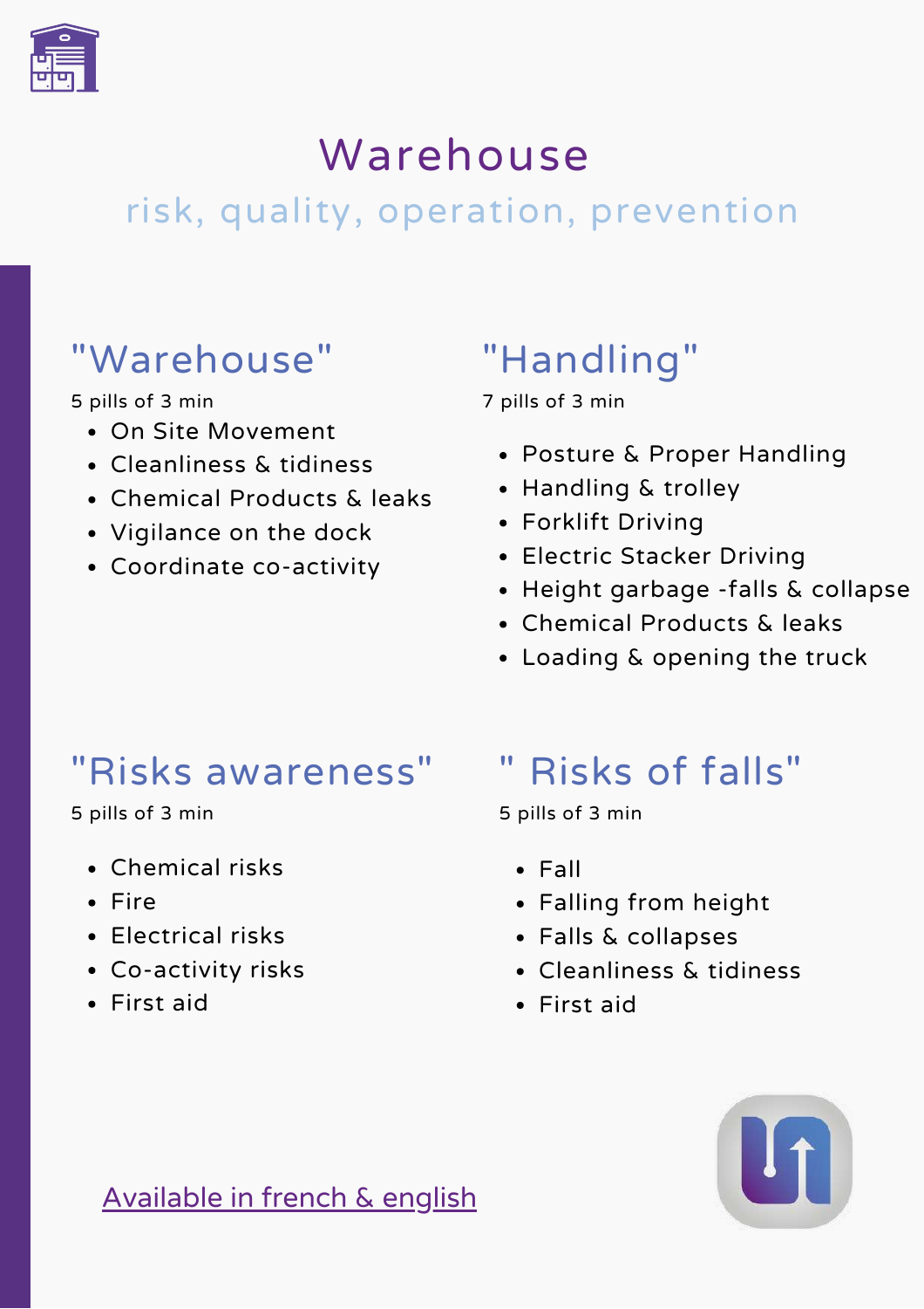# Warehouse

risk, quality, operation, prevention

## "Warehouse"

5 pills of 3 min

- On Site Movement
- Cleanliness & tidiness
- Chemical Products & leaks
- Vigilance on the dock
- Coordinate co-activity

## "Handling"

7 pills of 3 min

- Posture & Proper Handling
- Handling & trolley
- Forklift Driving
- Electric Stacker Driving
- Height garbage -falls & collapse
- Chemical Products & leaks
- Loading & opening the truck

## "Risks awareness"

5 pills of 3 min

- Chemical risks
- Fire
- Electrical risks
- Co-activity risks
- First aid

## " Risks of falls"

5 pills of 3 min

- Fall
- Falling from height
- Falls & collapses
- Cleanliness & tidiness
- First aid

Available in french & english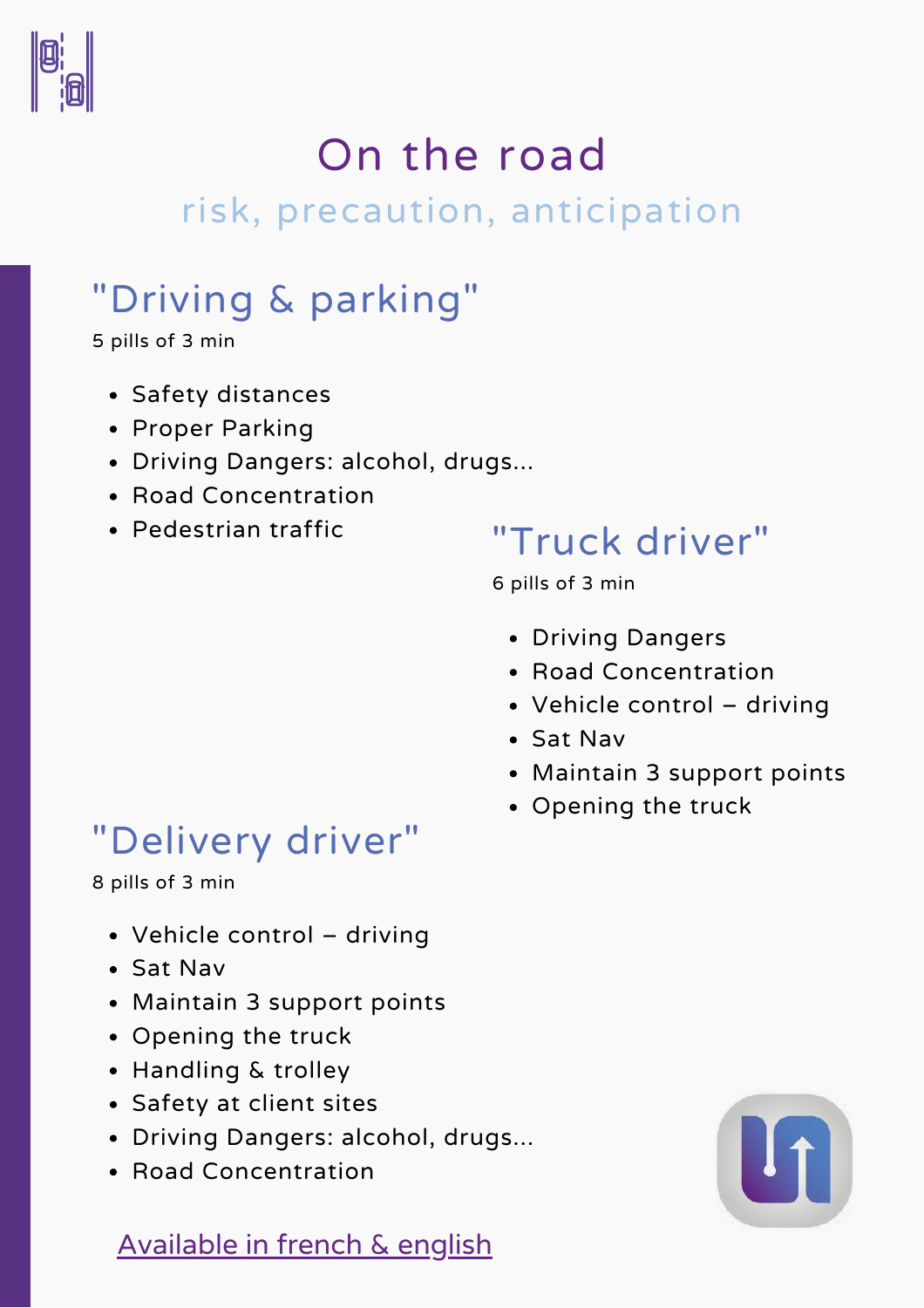# On the road

## risk, precaution, anticipation

## "Driving & parking"

5 pills of 3 min

- Safety distances
- Proper Parking
- Driving Dangers: alcohol, drugs...
- Road Concentration
- Pedestrian traffic

## "Truck driver"

6 pills of 3 min

- Driving Dangers
- Road Concentration
- Vehicle control – driving
- Sat Nav
- Maintain 3 support points
- Opening the truck

## "Delivery driver"

8 pills of 3 min

- Vehicle control – driving
- Sat Nav
- Maintain 3 support points
- Opening the truck
- Handling & trolley
- Safety at client sites
- Driving Dangers: alcohol, drugs...
- Road Concentration

Available in french & english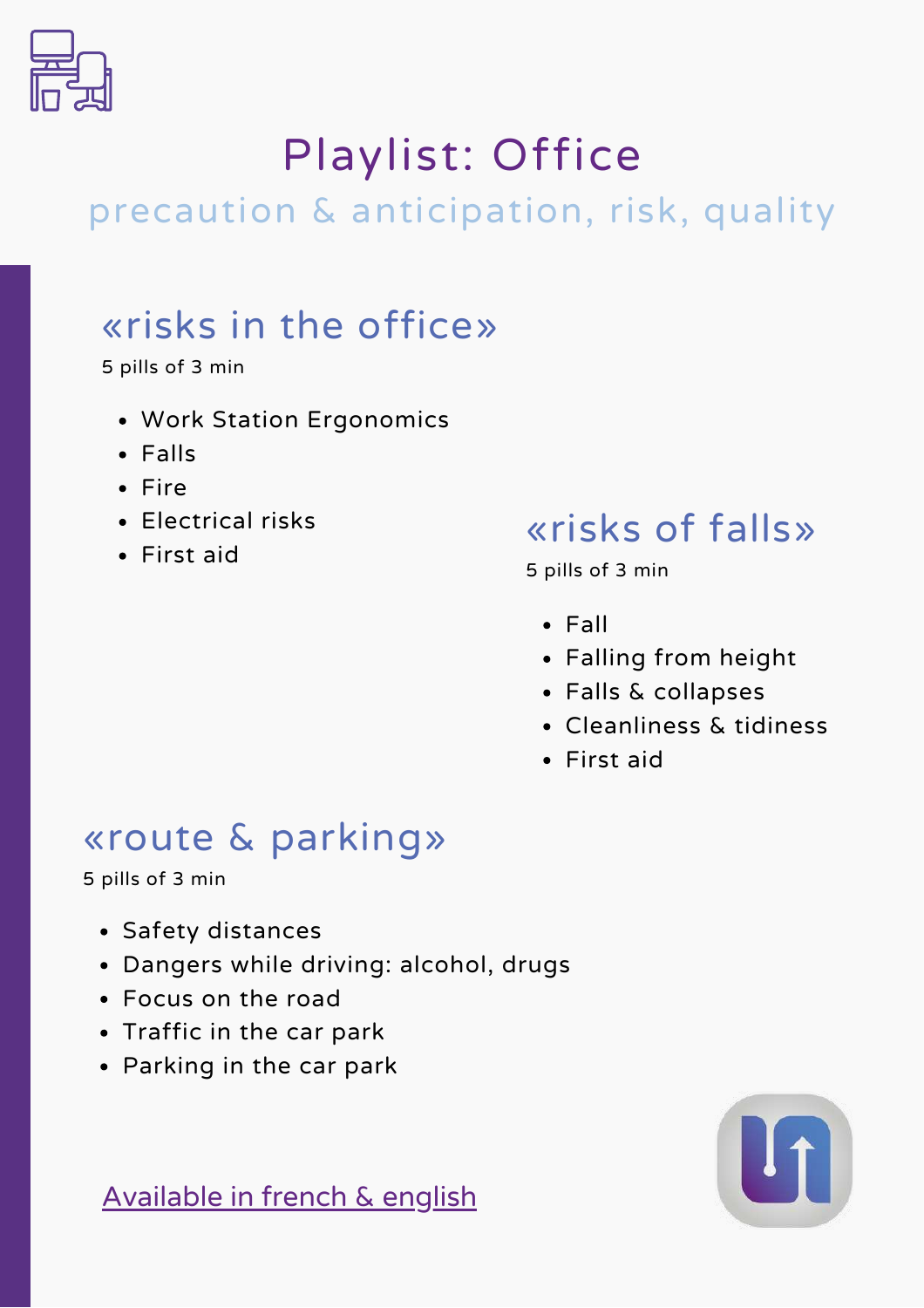# Playlist: Office

## precaution & anticipation, risk, quality

### «risks in the office»

5 pills of 3 min

- Work Station Ergonomics
- Falls
- Fire
- Electrical risks
- First aid

### «risks of falls»

5 pills of 3 min

- Fall
- Falling from height
- Falls & collapses
- Cleanliness & tidiness
- First aid

### «route & parking»

5 pills of 3 min

- Safety distances
- Dangers while driving: alcohol, drugs
- Focus on the road
- Traffic in the car park
- Parking in the car park

Available in french & english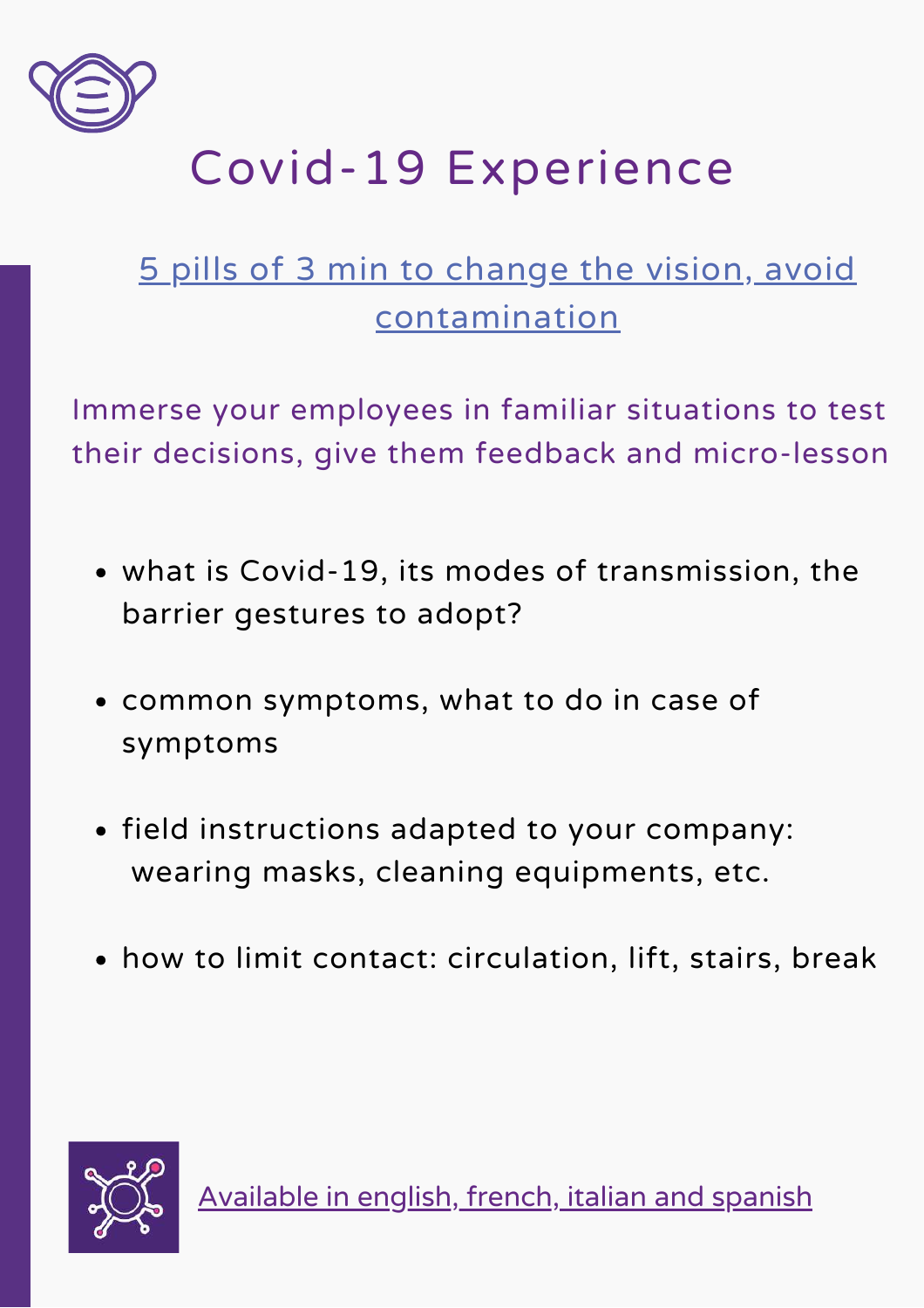# Covid-19 Experience

5 pills of 3 min to change the vision, avoid contamination

Immerse your employees in familiar situations to test their decisions, give them feedback and micro-lesson

- what is Covid-19, its modes of transmission, the barrier gestures to adopt?
- common symptoms, what to do in case of symptoms
- field instructions adapted to your company: wearing masks, cleaning equipments, etc.
- how to limit contact: circulation, lift, stairs, break

Available in english, french, italian and spanish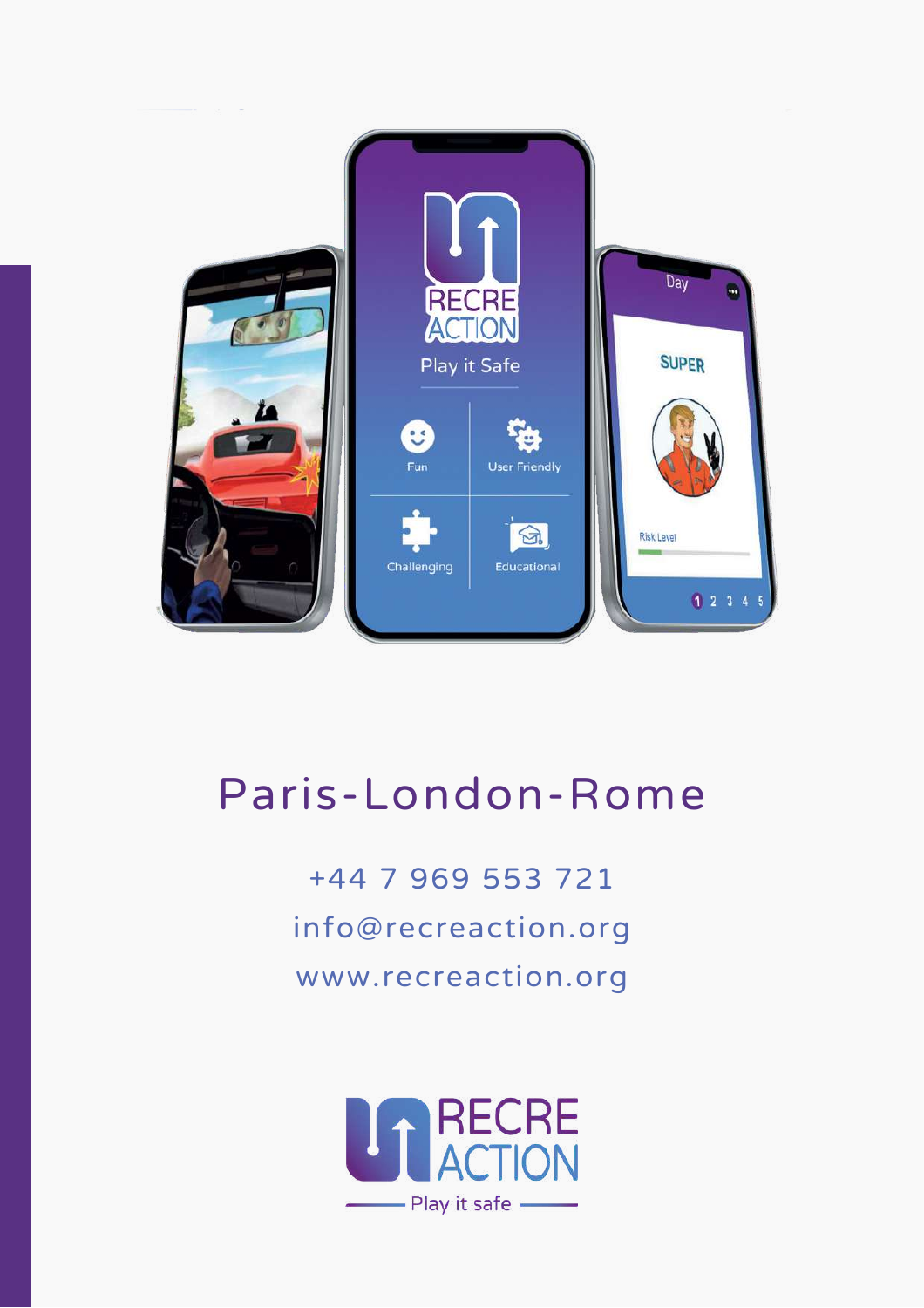Paris-London-Rome

+44 7 969 553 721

info@recreaction.org

www.recreaction.org

RECRE ACTION

Play it safe